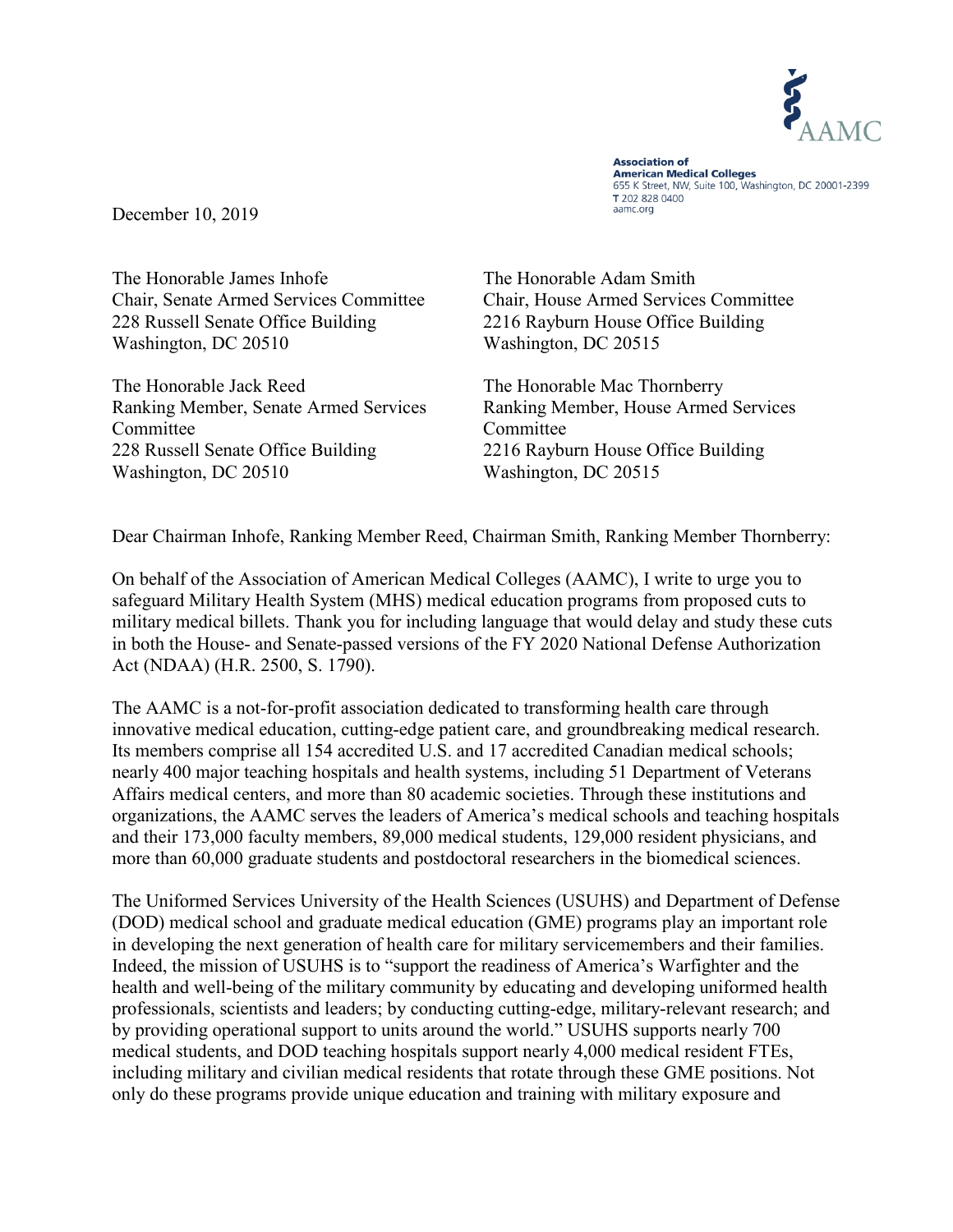**Association of American Medical Colleges**
655 K Street, NW, Suite 100, Washington, DC 20001-2399
T 202 828 0400
aamc.org

December 10, 2019

The Honorable James Inhofe
Chair, Senate Armed Services Committee
228 Russell Senate Office Building
Washington, DC 20510

The Honorable Jack Reed
Ranking Member, Senate Armed Services Committee
228 Russell Senate Office Building
Washington, DC 20510

The Honorable Adam Smith
Chair, House Armed Services Committee
2216 Rayburn House Office Building
Washington, DC 20515

The Honorable Mac Thornberry
Ranking Member, House Armed Services Committee
2216 Rayburn House Office Building
Washington, DC 20515

Dear Chairman Inhofe, Ranking Member Reed, Chairman Smith, Ranking Member Thornberry:

On behalf of the Association of American Medical Colleges (AAMC), I write to urge you to safeguard Military Health System (MHS) medical education programs from proposed cuts to military medical billets. Thank you for including language that would delay and study these cuts in both the House- and Senate-passed versions of the FY 2020 National Defense Authorization Act (NDAA) (H.R. 2500, S. 1790).

The AAMC is a not-for-profit association dedicated to transforming health care through innovative medical education, cutting-edge patient care, and groundbreaking medical research. Its members comprise all 154 accredited U.S. and 17 accredited Canadian medical schools; nearly 400 major teaching hospitals and health systems, including 51 Department of Veterans Affairs medical centers, and more than 80 academic societies. Through these institutions and organizations, the AAMC serves the leaders of America's medical schools and teaching hospitals and their 173,000 faculty members, 89,000 medical students, 129,000 resident physicians, and more than 60,000 graduate students and postdoctoral researchers in the biomedical sciences.

The Uniformed Services University of the Health Sciences (USUHS) and Department of Defense (DOD) medical school and graduate medical education (GME) programs play an important role in developing the next generation of health care for military servicemembers and their families. Indeed, the mission of USUHS is to "support the readiness of America's Warfighter and the health and well-being of the military community by educating and developing uniformed health professionals, scientists and leaders; by conducting cutting-edge, military-relevant research; and by providing operational support to units around the world." USUHS supports nearly 700 medical students, and DOD teaching hospitals support nearly 4,000 medical resident FTEs, including military and civilian medical residents that rotate through these GME positions. Not only do these programs provide unique education and training with military exposure and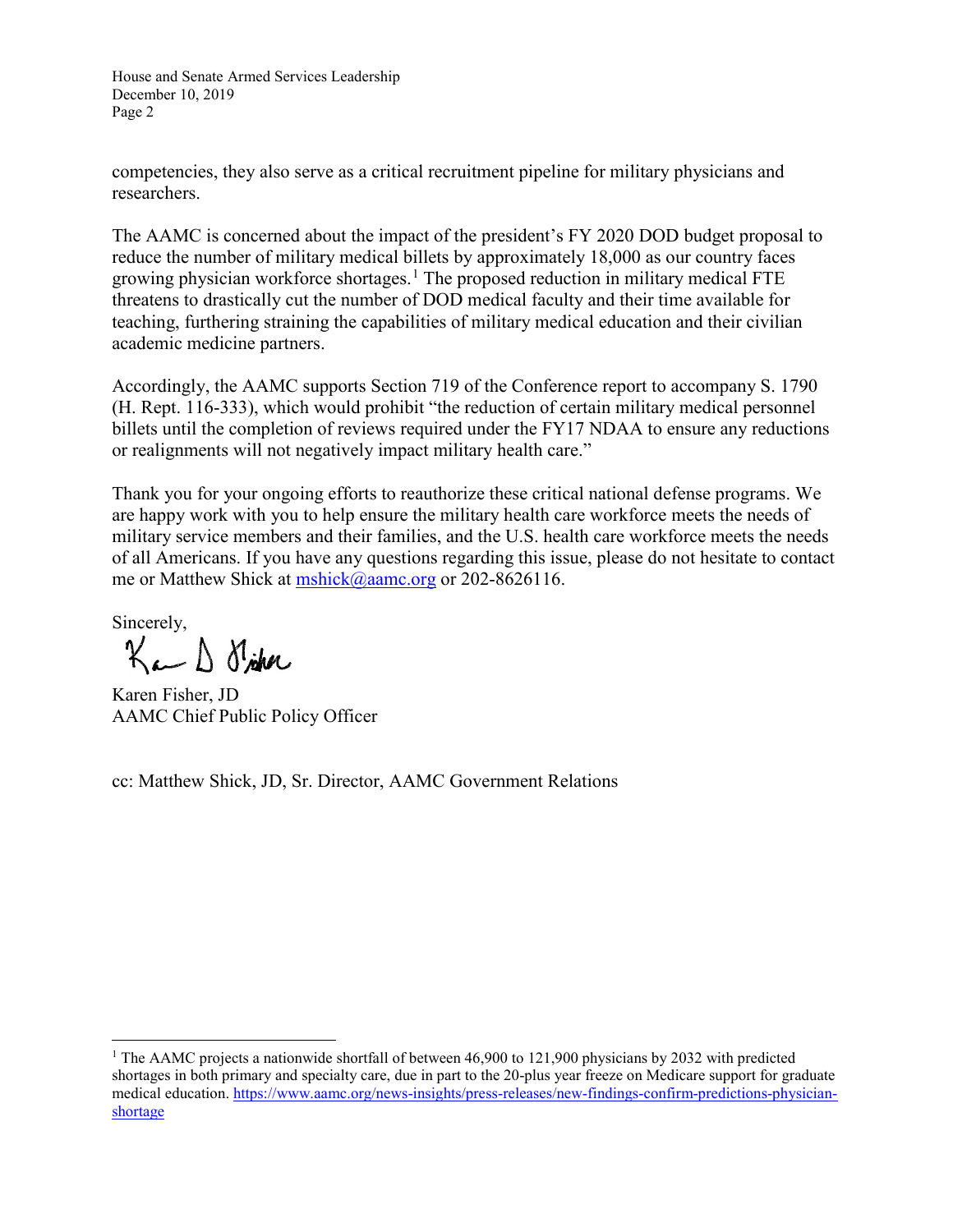competencies, they also serve as a critical recruitment pipeline for military physicians and researchers.

The AAMC is concerned about the impact of the president's FY 2020 DOD budget proposal to reduce the number of military medical billets by approximately 18,000 as our country faces growing physician workforce shortages.[1] The proposed reduction in military medical FTE threatens to drastically cut the number of DOD medical faculty and their time available for teaching, furthering straining the capabilities of military medical education and their civilian academic medicine partners.

Accordingly, the AAMC supports Section 719 of the Conference report to accompany S. 1790 (H. Rept. 116-333), which would prohibit "the reduction of certain military medical personnel billets until the completion of reviews required under the FY17 NDAA to ensure any reductions or realignments will not negatively impact military health care."

Thank you for your ongoing efforts to reauthorize these critical national defense programs. We are happy work with you to help ensure the military health care workforce meets the needs of military service members and their families, and the U.S. health care workforce meets the needs of all Americans. If you have any questions regarding this issue, please do not hesitate to contact me or Matthew Shick at mshick@aamc.org or 202-8626116.

Sincerely,

Karen Fisher, JD
AAMC Chief Public Policy Officer

cc: Matthew Shick, JD, Sr. Director, AAMC Government Relations

---

[1] The AAMC projects a nationwide shortfall of between 46,900 to 121,900 physicians by 2032 with predicted shortages in both primary and specialty care, due in part to the 20-plus year freeze on Medicare support for graduate medical education. https://www.aamc.org/news-insights/press-releases/new-findings-confirm-predictions-physician-shortage